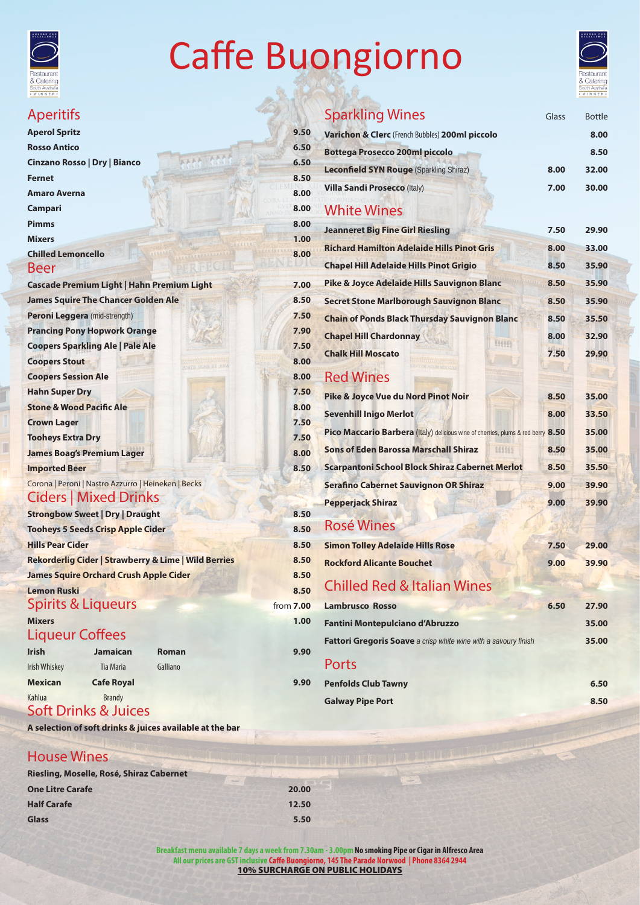# Caffe Buongiorno

## Aperitifs

| Item | Price |
|---|---|
| **Aperol Spritz** | 9.50 |
| **Rosso Antico** | 6.50 |
| **Cinzano Rosso \| Dry \| Bianco** | 6.50 |
| **Fernet** | 8.50 |
| **Amaro Averna** | 8.00 |
| **Campari** | 8.00 |
| **Pimms** | 8.00 |
| **Mixers** | 1.00 |
| **Chilled Lemoncello** | 8.00 |

## Beer

| Item | Price |
|---|---|
| **Cascade Premium Light \| Hahn Premium Light** | 7.00 |
| **James Squire The Chancer Golden Ale** | 8.50 |
| **Peroni Leggera** (mid-strength) | 7.50 |
| **Prancing Pony Hopwork Orange** | 7.90 |
| **Coopers Sparkling Ale \| Pale Ale** | 7.50 |
| **Coopers Stout** | 8.00 |
| **Coopers Session Ale** | 8.00 |
| **Hahn Super Dry** | 7.50 |
| **Stone & Wood Pacific Ale** | 8.00 |
| **Crown Lager** | 7.50 |
| **Tooheys Extra Dry** | 7.50 |
| **James Boag's Premium Lager** | 8.00 |
| **Imported Beer** | 8.50 |

Corona | Peroni | Nastro Azzurro | Heineken | Becks

## Ciders | Mixed Drinks

| Item | Price |
|---|---|
| **Strongbow Sweet \| Dry \| Draught** | 8.50 |
| **Tooheys 5 Seeds Crisp Apple Cider** | 8.50 |
| **Hills Pear Cider** | 8.50 |
| **Rekorderlig Cider \| Strawberry & Lime \| Wild Berries** | 8.50 |
| **James Squire Orchard Crush Apple Cider** | 8.50 |
| **Lemon Ruski** | 8.50 |

## Spirits & Liqueurs

from 7.00

**Mixers** 1.00

## Liqueur Coffees

| | | | Price |
|---|---|---|---|
| **Irish** | **Jamaican** | **Roman** | 9.90 |
| Irish Whiskey | Tia Maria | Galliano | |
| **Mexican** | **Cafe Royal** | | 9.90 |
| Kahlua | Brandy | | |

## Soft Drinks & Juices

**A selection of soft drinks & juices available at the bar**

## House Wines

**Riesling, Moselle, Rosé, Shiraz Cabernet**

| Item | Price |
|---|---|
| **One Litre Carafe** | 20.00 |
| **Half Carafe** | 12.50 |
| **Glass** | 5.50 |

## Sparkling Wines

| Item | Glass | Bottle |
|---|---|---|
| **Varichon & Clerc** (French Bubbles) **200ml piccolo** | | 8.00 |
| **Bottega Prosecco 200ml piccolo** | | 8.50 |
| **Leconfield SYN Rouge** (Sparkling Shiraz) | 8.00 | 32.00 |
| **Villa Sandi Prosecco** (Italy) | 7.00 | 30.00 |

## White Wines

| Item | Glass | Bottle |
|---|---|---|
| **Jeanneret Big Fine Girl Riesling** | 7.50 | 29.90 |
| **Richard Hamilton Adelaide Hills Pinot Gris** | 8.00 | 33.00 |
| **Chapel Hill Adelaide Hills Pinot Grigio** | 8.50 | 35.90 |
| **Pike & Joyce Adelaide Hills Sauvignon Blanc** | 8.50 | 35.90 |
| **Secret Stone Marlborough Sauvignon Blanc** | 8.50 | 35.90 |
| **Chain of Ponds Black Thursday Sauvignon Blanc** | 8.50 | 35.50 |
| **Chapel Hill Chardonnay** | 8.00 | 32.90 |
| **Chalk Hill Moscato** | 7.50 | 29.90 |

## Red Wines

| Item | Glass | Bottle |
|---|---|---|
| **Pike & Joyce Vue du Nord Pinot Noir** | 8.50 | 35.00 |
| **Sevenhill Inigo Merlot** | 8.00 | 33.50 |
| **Pico Maccario Barbera** (Italy) delicious wine of cherries, plums & red berry | 8.50 | 35.00 |
| **Sons of Eden Barossa Marschall Shiraz** | 8.50 | 35.00 |
| **Scarpantoni School Block Shiraz Cabernet Merlot** | 8.50 | 35.50 |
| **Serafino Cabernet Sauvignon OR Shiraz** | 9.00 | 39.90 |
| **Pepperjack Shiraz** | 9.00 | 39.90 |

## Rosé Wines

| Item | Glass | Bottle |
|---|---|---|
| **Simon Tolley Adelaide Hills Rose** | 7.50 | 29.00 |
| **Rockford Alicante Bouchet** | 9.00 | 39.90 |

## Chilled Red & Italian Wines

| Item | Glass | Bottle |
|---|---|---|
| **Lambrusco Rosso** | 6.50 | 27.90 |
| **Fantini Montepulciano d'Abruzzo** | | 35.00 |
| **Fattori Gregoris Soave** *a crisp white wine with a savoury finish* | | 35.00 |

## Ports

| Item | Price |
|---|---|
| **Penfolds Club Tawny** | 6.50 |
| **Galway Pipe Port** | 8.50 |

**Breakfast menu available 7 days a week from 7.30am - 3.00pm** No smoking Pipe or Cigar in Alfresco Area
**All our prices are GST inclusive Caffe Buongiorno, 145 The Parade Norwood | Phone 8364 2944**
**10% SURCHARGE ON PUBLIC HOLIDAYS**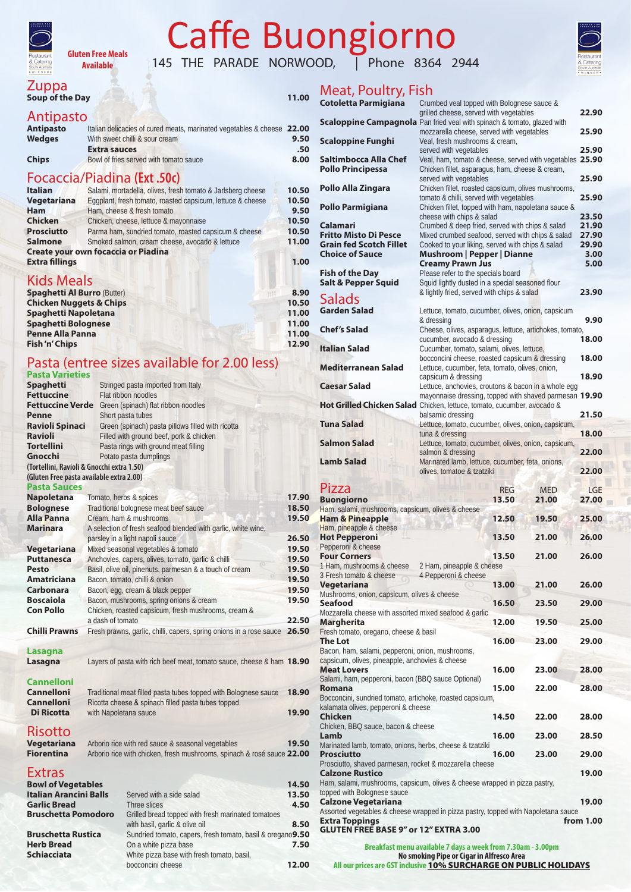# Caffe Buongiorno

**Gluten Free Meals Available**

145 THE PARADE NORWOOD, | Phone 8364 2944

## Zuppa

| | | |
|---|---|---|
| **Soup of the Day** | | 11.00 |

## Antipasto

| | | |
|---|---|---|
| **Antipasto** | Italian delicacies of cured meats, marinated vegetables & cheese | 22.00 |
| **Wedges** | With sweet chilli & sour cream | 9.50 |
| | **Extra sauces** | .50 |
| **Chips** | Bowl of fries served with tomato sauce | 8.00 |

## Focaccia/Piadina (Ext .50c)

| | | |
|---|---|---|
| **Italian** | Salami, mortadella, olives, fresh tomato & Jarlsberg cheese | 10.50 |
| **Vegetariana** | Eggplant, fresh tomato, roasted capsicum, lettuce & cheese | 10.50 |
| **Ham** | Ham, cheese & fresh tomato | 9.50 |
| **Chicken** | Chicken, cheese, lettuce & mayonnaise | 10.50 |
| **Prosciutto** | Parma ham, sundried tomato, roasted capsicum & cheese | 10.50 |
| **Salmone** | Smoked salmon, cream cheese, avocado & lettuce | 11.00 |
| **Create your own focaccia or Piadina** | | |
| **Extra fillings** | | 1.00 |

## Kids Meals

| | |
|---|---|
| **Spaghetti Al Burro** (Butter) | 8.90 |
| **Chicken Nuggets & Chips** | 10.50 |
| **Spaghetti Napoletana** | 11.00 |
| **Spaghetti Bolognese** | 11.00 |
| **Penne Alla Panna** | 11.00 |
| **Fish 'n' Chips** | 12.90 |

## Pasta (entree sizes available for 2.00 less)

### Pasta Varieties

| | |
|---|---|
| **Spaghetti** | Stringed pasta imported from Italy |
| **Fettuccine** | Flat ribbon noodles |
| **Fettuccine Verde** | Green (spinach) flat ribbon noodles |
| **Penne** | Short pasta tubes |
| **Ravioli Spinaci** | Green (spinach) pasta pillows filled with ricotta |
| **Ravioli** | Filled with ground beef, pork & chicken |
| **Tortellini** | Pasta rings with ground meat filling |
| **Gnocchi** | Potato pasta dumplings |

**(Tortellini, Ravioli & Gnocchi extra 1.50)**
**(Gluten Free pasta available extra 2.00)**

### Pasta Sauces

| | | |
|---|---|---|
| **Napoletana** | Tomato, herbs & spices | 17.90 |
| **Bolognese** | Traditional bolognese meat beef sauce | 18.50 |
| **Alla Panna** | Cream, ham & mushrooms | 19.50 |
| **Marinara** | A selection of fresh seafood blended with garlic, white wine, parsley in a light napoli sauce | 26.50 |
| **Vegetariana** | Mixed seasonal vegetables & tomato | 19.50 |
| **Puttanesca** | Anchovies, capers, olives, tomato, garlic & chilli | 19.50 |
| **Pesto** | Basil, olive oil, pinenuts, parmesan & a touch of cream | 19.50 |
| **Amatriciana** | Bacon, tomato, chilli & onion | 19.50 |
| **Carbonara** | Bacon, egg, cream & black pepper | 19.50 |
| **Boscaiola** | Bacon, mushrooms, spring onions & cream | 19.50 |
| **Con Pollo** | Chicken, roasted capsicum, fresh mushrooms, cream & a dash of tomato | 22.50 |
| **Chilli Prawns** | Fresh prawns, garlic, chilli, capers, spring onions in a rose sauce | 26.50 |

### Lasagna

| | | |
|---|---|---|
| **Lasagna** | Layers of pasta with rich beef meat, tomato sauce, cheese & ham | 18.90 |

### Cannelloni

| | | |
|---|---|---|
| **Cannelloni** | Traditional meat filled pasta tubes topped with Bolognese sauce | 18.90 |
| **Cannelloni Di Ricotta** | Ricotta cheese & spinach filled pasta tubes topped with Napoletana sauce | 19.90 |

## Risotto

| | | |
|---|---|---|
| **Vegetariana** | Arborio rice with red sauce & seasonal vegetables | 19.50 |
| **Fiorentina** | Arborio rice with chicken, fresh mushrooms, spinach & rosé sauce | 22.00 |

## Extras

| | | |
|---|---|---|
| **Bowl of Vegetables** | | 14.50 |
| **Italian Arancini Balls** | Served with a side salad | 13.50 |
| **Garlic Bread** | Three slices | 4.50 |
| **Bruschetta Pomodoro** | Grilled bread topped with fresh marinated tomatoes with basil, garlic & olive oil | 8.50 |
| **Bruschetta Rustica** | Sundried tomato, capers, fresh tomato, basil & oregano | 9.50 |
| **Herb Bread** | On a white pizza base | 7.50 |
| **Schiacciata** | White pizza base with fresh tomato, basil, bocconcini cheese | 12.00 |

## Meat, Poultry, Fish

| | | |
|---|---|---|
| **Cotoletta Parmigiana** | Crumbed veal topped with Bolognese sauce & grilled cheese, served with vegetables | 22.90 |
| **Scaloppine Campagnola** | Pan fried veal with spinach & tomato, glazed with mozzarella cheese, served with vegetables | 25.90 |
| **Scaloppine Funghi** | Veal, fresh mushrooms & cream, served with vegetables | 25.90 |
| **Saltimbocca Alla Chef** | Veal, ham, tomato & cheese, served with vegetables | 25.90 |
| **Pollo Principessa** | Chicken fillet, asparagus, ham, cheese & cream, served with vegetables | 25.90 |
| **Pollo Alla Zingara** | Chicken fillet, roasted capsicum, olives mushrooms, tomato & chilli, served with vegetables | 25.90 |
| **Pollo Parmigiana** | Chicken fillet, topped with ham, napoletana sauce & cheese with chips & salad | 23.50 |
| **Calamari** | Crumbed & deep fried, served with chips & salad | 21.90 |
| **Fritto Misto Di Pesce** | Mixed crumbed seafood, served with chips & salad | 27.90 |
| **Grain fed Scotch Fillet** | Cooked to your liking, served with chips & salad | 29.90 |
| **Choice of Sauce** | **Mushroom \| Pepper \| Dianne** | 3.00 |
| | **Creamy Prawn Jus** | 5.00 |
| **Fish of the Day** | Please refer to the specials board | |
| **Salt & Pepper Squid** | Squid lightly dusted in a special seasoned flour & lightly fried, served with chips & salad | 23.90 |

## Salads

| | | |
|---|---|---|
| **Garden Salad** | Lettuce, tomato, cucumber, olives, onion, capsicum & dressing | 9.90 |
| **Chef's Salad** | Cheese, olives, asparagus, lettuce, artichokes, tomato, cucumber, avocado & dressing | 18.00 |
| **Italian Salad** | Cucumber, tomato, salami, olives, lettuce, bocconcini cheese, roasted capsicum & dressing | 18.00 |
| **Mediterranean Salad** | Lettuce, cucumber, feta, tomato, olives, onion, capsicum & dressing | 18.90 |
| **Caesar Salad** | Lettuce, anchovies, croutons & bacon in a whole egg mayonnaise dressing, topped with shaved parmesan | 19.90 |
| **Hot Grilled Chicken Salad** | Chicken, lettuce, tomato, cucumber, avocado & balsamic dressing | 21.50 |
| **Tuna Salad** | Lettuce, tomato, cucumber, olives, onion, capsicum, tuna & dressing | 18.00 |
| **Salmon Salad** | Lettuce, tomato, cucumber, olives, onion, capsicum, salmon & dressing | 22.00 |
| **Lamb Salad** | Marinated lamb, lettuce, cucumber, feta, onions, olives, tomatoe & tzatziki | 22.00 |

## Pizza

| | REG | MED | LGE |
|---|---|---|---|
| **Buongiorno** — Ham, salami, mushrooms, capsicum, olives & cheese | 13.50 | 21.00 | 27.00 |
| **Ham & Pineapple** — Ham, pineapple & cheese | 12.50 | 19.50 | 25.00 |
| **Hot Pepperoni** — Pepperoni & cheese | 13.50 | 21.00 | 26.00 |
| **Four Corners** — 1 Ham, mushrooms & cheese; 2 Ham, pineapple & cheese; 3 Fresh tomato & cheese; 4 Pepperoni & cheese | 13.50 | 21.00 | 26.00 |
| **Vegetariana** — Mushrooms, onion, capsicum, olives & cheese | 13.00 | 21.00 | 26.00 |
| **Seafood** — Mozzarella cheese with assorted mixed seafood & garlic | 16.50 | 23.50 | 29.00 |
| **Margherita** — Fresh tomato, oregano, cheese & basil | 12.00 | 19.50 | 25.00 |
| **The Lot** — Bacon, ham, salami, pepperoni, onion, mushrooms, capsicum, olives, pineapple, anchovies & cheese | 16.00 | 23.00 | 29.00 |
| **Meat Lovers** — Salami, ham, pepperoni, bacon (BBQ sauce Optional) | 16.00 | 23.00 | 28.00 |
| **Romana** — Bocconcini, sundried tomato, artichoke, roasted capsicum, kalamata olives, pepperoni & cheese | 15.00 | 22.00 | 28.00 |
| **Chicken** — Chicken, BBQ sauce, bacon & cheese | 14.50 | 22.00 | 28.00 |
| **Lamb** — Marinated lamb, tomato, onions, herbs, cheese & tzatziki | 16.00 | 23.00 | 28.50 |
| **Prosciutto** — Prosciutto, shaved parmesan, rocket & mozzarella cheese | 16.00 | 23.00 | 29.00 |
| **Calzone Rustico** — Ham, salami, mushrooms, capsicum, olives & cheese wrapped in pizza pastry, topped with Bolognese sauce | | | 19.00 |
| **Calzone Vegetariana** — Assorted vegetables & cheese wrapped in pizza pastry, topped with Napoletana sauce | | | 19.00 |
| **Extra Toppings** | | | from 1.00 |

**GLUTEN FREE BASE 9" or 12" EXTRA 3.00**

**Breakfast menu available 7 days a week from 7.30am - 3.00pm**
**No smoking Pipe or Cigar in Alfresco Area**
**All our prices are GST inclusive 10% SURCHARGE ON PUBLIC HOLIDAYS**